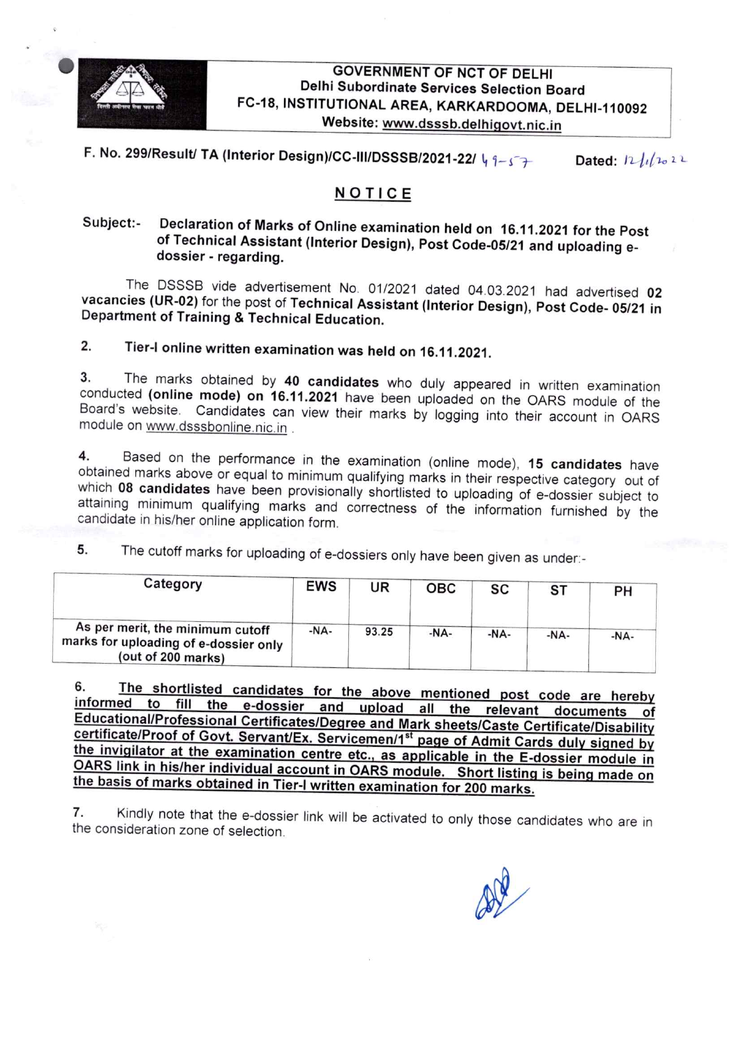**GOVERNMENT OF NCT OF DELHI**
**Delhi Subordinate Services Selection Board**
**FC-18, INSTITUTIONAL AREA, KARKARDOOMA, DELHI-110092**
**Website: www.dsssb.delhigovt.nic.in**

F. No. 299/Result/ TA (Interior Design)/CC-III/DSSSB/2021-22/ 49-57 Dated: 12/1/2022

## NOTICE

**Subject:- Declaration of Marks of Online examination held on 16.11.2021 for the Post of Technical Assistant (Interior Design), Post Code-05/21 and uploading e-dossier - regarding.**

The DSSSB vide advertisement No. 01/2021 dated 04.03.2021 had advertised **02 vacancies (UR-02)** for the post of **Technical Assistant (Interior Design), Post Code- 05/21 in Department of Training & Technical Education.**

2. **Tier-I online written examination was held on 16.11.2021.**

3. The marks obtained by **40 candidates** who duly appeared in written examination conducted **(online mode) on 16.11.2021** have been uploaded on the OARS module of the Board's website. Candidates can view their marks by logging into their account in OARS module on www.dsssbonline.nic.in .

4. Based on the performance in the examination (online mode), **15 candidates** have obtained marks above or equal to minimum qualifying marks in their respective category out of which **08 candidates** have been provisionally shortlisted to uploading of e-dossier subject to attaining minimum qualifying marks and correctness of the information furnished by the candidate in his/her online application form.

5. The cutoff marks for uploading of e-dossiers only have been given as under:-

| Category | EWS | UR | OBC | SC | ST | PH |
|---|---|---|---|---|---|---|
| As per merit, the minimum cutoff marks for uploading of e-dossier only (out of 200 marks) | -NA- | 93.25 | -NA- | -NA- | -NA- | -NA- |

6. **The shortlisted candidates for the above mentioned post code are hereby informed to fill the e-dossier and upload all the relevant documents of Educational/Professional Certificates/Degree and Mark sheets/Caste Certificate/Disability certificate/Proof of Govt. Servant/Ex. Servicemen/1st page of Admit Cards duly signed by the invigilator at the examination centre etc., as applicable in the E-dossier module in OARS link in his/her individual account in OARS module. Short listing is being made on the basis of marks obtained in Tier-I written examination for 200 marks.**

7. Kindly note that the e-dossier link will be activated to only those candidates who are in the consideration zone of selection.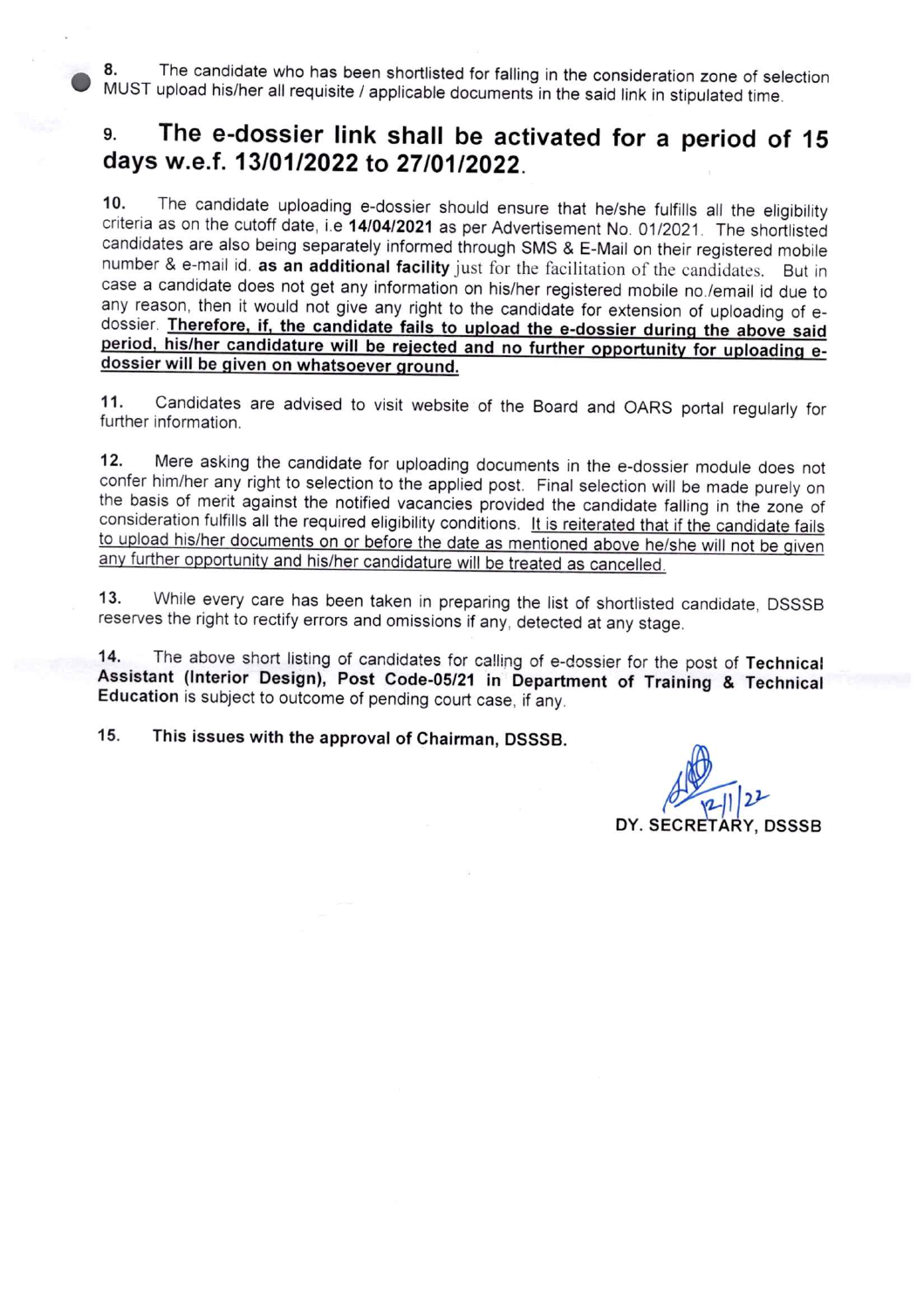8. The candidate who has been shortlisted for falling in the consideration zone of selection MUST upload his/her all requisite / applicable documents in the said link in stipulated time.

9. **The e-dossier link shall be activated for a period of 15 days w.e.f. 13/01/2022 to 27/01/2022.**

10. The candidate uploading e-dossier should ensure that he/she fulfills all the eligibility criteria as on the cutoff date, i.e **14/04/2021** as per Advertisement No. 01/2021. The shortlisted candidates are also being separately informed through SMS & E-Mail on their registered mobile number & e-mail id. **as an additional facility** just for the facilitation of the candidates. But in case a candidate does not get any information on his/her registered mobile no./email id due to any reason, then it would not give any right to the candidate for extension of uploading of e-dossier. **Therefore, if, the candidate fails to upload the e-dossier during the above said period, his/her candidature will be rejected and no further opportunity for uploading e-dossier will be given on whatsoever ground.**

11. Candidates are advised to visit website of the Board and OARS portal regularly for further information.

12. Mere asking the candidate for uploading documents in the e-dossier module does not confer him/her any right to selection to the applied post. Final selection will be made purely on the basis of merit against the notified vacancies provided the candidate falling in the zone of consideration fulfills all the required eligibility conditions. It is reiterated that if the candidate fails to upload his/her documents on or before the date as mentioned above he/she will not be given any further opportunity and his/her candidature will be treated as cancelled.

13. While every care has been taken in preparing the list of shortlisted candidate, DSSSB reserves the right to rectify errors and omissions if any, detected at any stage.

14. The above short listing of candidates for calling of e-dossier for the post of **Technical Assistant (Interior Design), Post Code-05/21 in Department of Training & Technical Education** is subject to outcome of pending court case, if any.

15. **This issues with the approval of Chairman, DSSSB.**

12/1/22

**DY. SECRETARY, DSSSB**